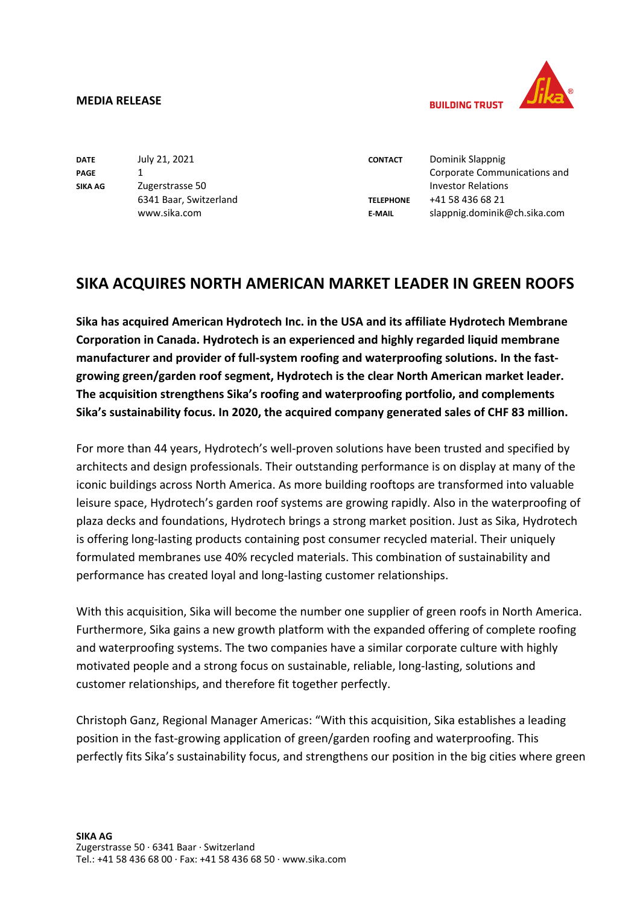**MEDIA RELEASE**

BUILDING TRUST

| | | | |
|---|---|---|---|
| **DATE** | July 21, 2021 | **CONTACT** | Dominik Slappnig<br>Corporate Communications and Investor Relations |
| **PAGE** | 1 | **TELEPHONE** | +41 58 436 68 21 |
| **SIKA AG** | Zugerstrasse 50<br>6341 Baar, Switzerland<br>www.sika.com | **E-MAIL** | slappnig.dominik@ch.sika.com |

# SIKA ACQUIRES NORTH AMERICAN MARKET LEADER IN GREEN ROOFS

**Sika has acquired American Hydrotech Inc. in the USA and its affiliate Hydrotech Membrane Corporation in Canada. Hydrotech is an experienced and highly regarded liquid membrane manufacturer and provider of full-system roofing and waterproofing solutions. In the fast-growing green/garden roof segment, Hydrotech is the clear North American market leader. The acquisition strengthens Sika's roofing and waterproofing portfolio, and complements Sika's sustainability focus. In 2020, the acquired company generated sales of CHF 83 million.**

For more than 44 years, Hydrotech's well-proven solutions have been trusted and specified by architects and design professionals. Their outstanding performance is on display at many of the iconic buildings across North America. As more building rooftops are transformed into valuable leisure space, Hydrotech's garden roof systems are growing rapidly. Also in the waterproofing of plaza decks and foundations, Hydrotech brings a strong market position. Just as Sika, Hydrotech is offering long-lasting products containing post consumer recycled material. Their uniquely formulated membranes use 40% recycled materials. This combination of sustainability and performance has created loyal and long-lasting customer relationships.

With this acquisition, Sika will become the number one supplier of green roofs in North America. Furthermore, Sika gains a new growth platform with the expanded offering of complete roofing and waterproofing systems. The two companies have a similar corporate culture with highly motivated people and a strong focus on sustainable, reliable, long-lasting, solutions and customer relationships, and therefore fit together perfectly.

Christoph Ganz, Regional Manager Americas: "With this acquisition, Sika establishes a leading position in the fast-growing application of green/garden roofing and waterproofing. This perfectly fits Sika's sustainability focus, and strengthens our position in the big cities where green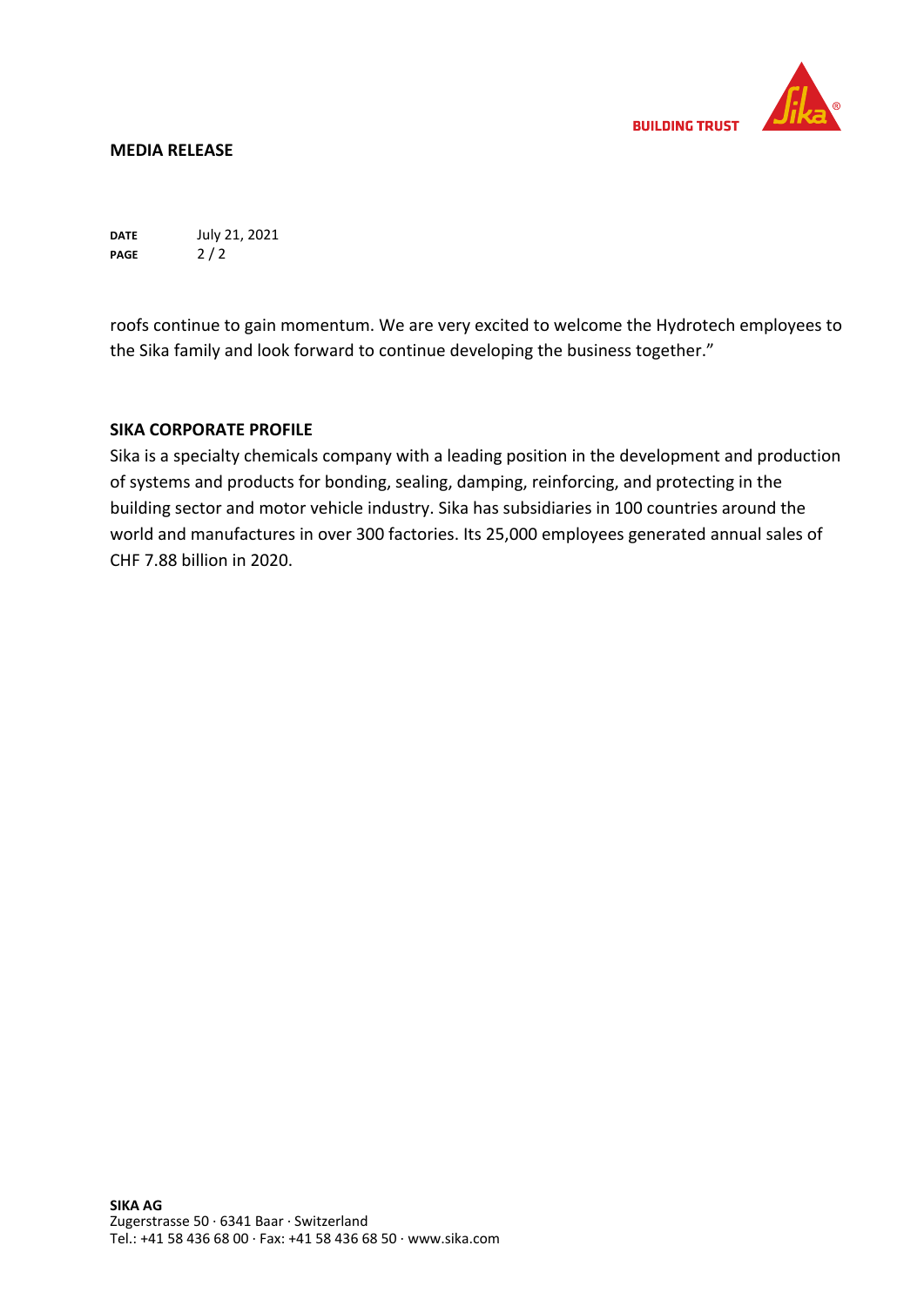roofs continue to gain momentum. We are very excited to welcome the Hydrotech employees to the Sika family and look forward to continue developing the business together."

## SIKA CORPORATE PROFILE

Sika is a specialty chemicals company with a leading position in the development and production of systems and products for bonding, sealing, damping, reinforcing, and protecting in the building sector and motor vehicle industry. Sika has subsidiaries in 100 countries around the world and manufactures in over 300 factories. Its 25,000 employees generated annual sales of CHF 7.88 billion in 2020.